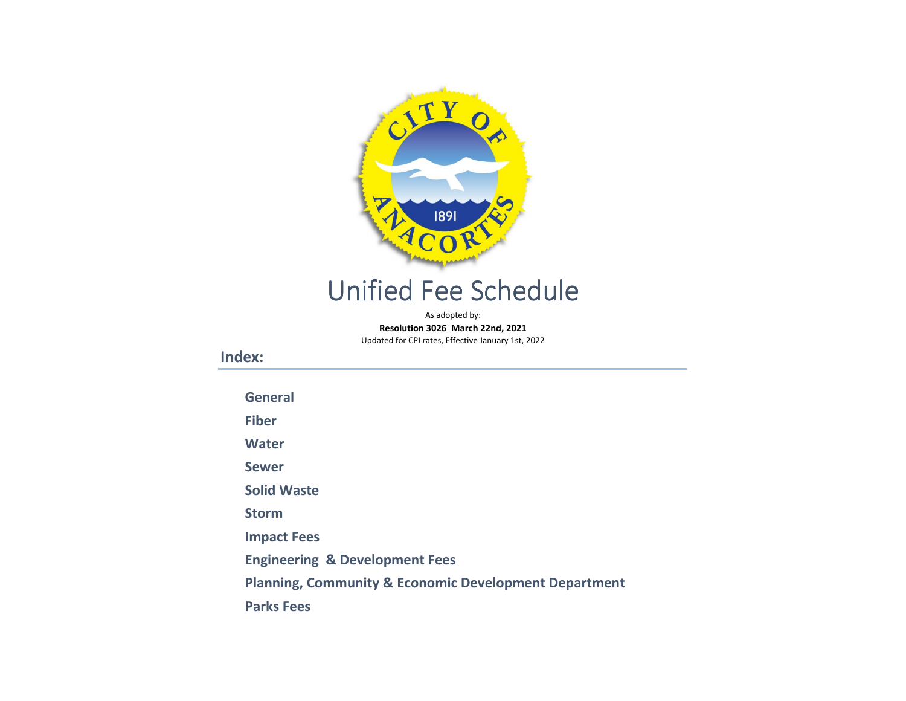# Unified Fee Schedule

As adopted by:

**Resolution 3026 March 22nd, 2021**

Updated for CPI rates, Effective January 1st, 2022

## Index:

- **General**
- **Fiber**
- **Water**
- **Sewer**
- **Solid Waste**
- **Storm**
- **Impact Fees**
- **Engineering & Development Fees**
- **Planning, Community & Economic Development Department**
- **Parks Fees**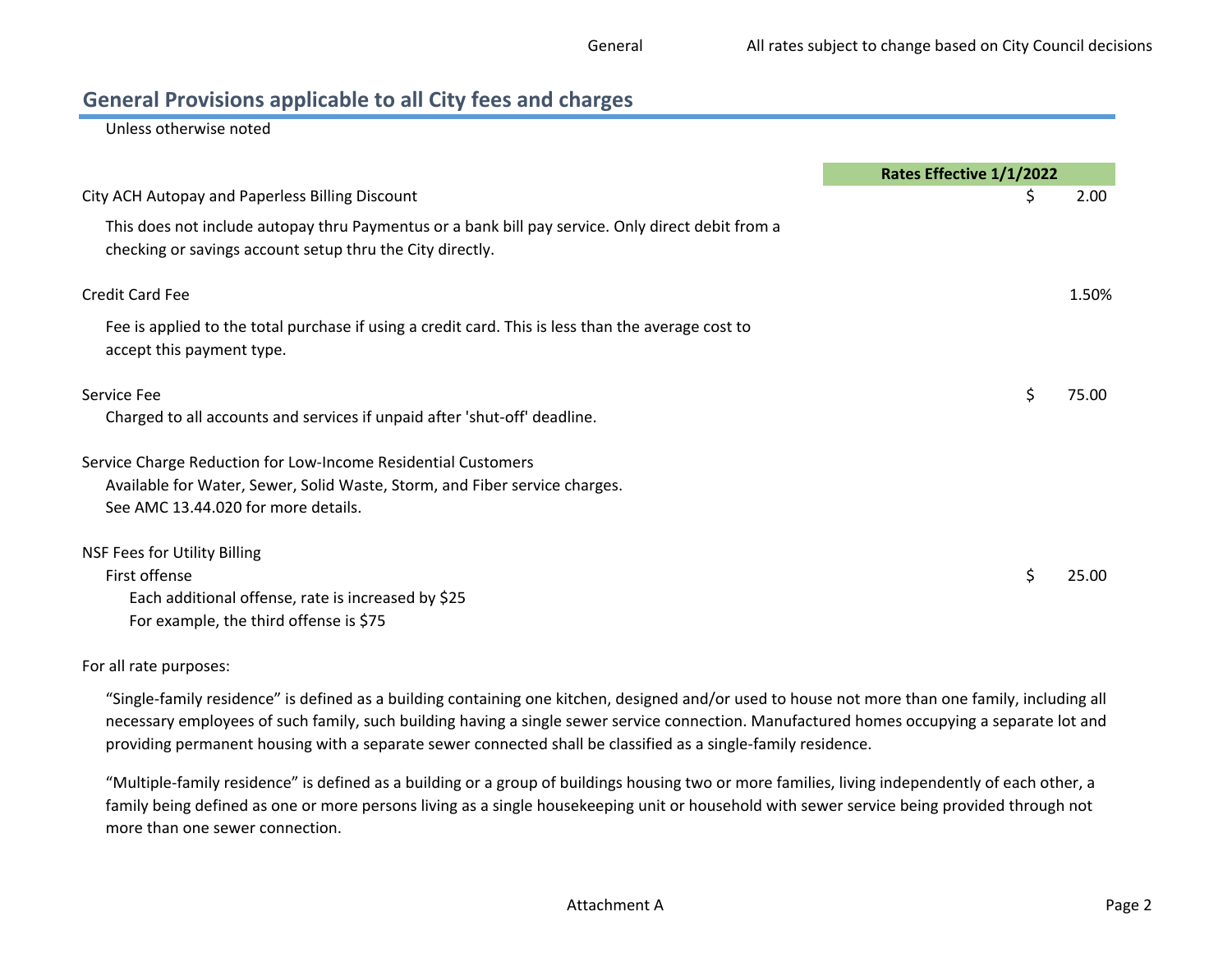## General Provisions applicable to all City fees and charges

Unless otherwise noted

| | Rates Effective 1/1/2022 |
|---|---|
| City ACH Autopay and Paperless Billing Discount | $ 2.00 |
| This does not include autopay thru Paymentus or a bank bill pay service. Only direct debit from a checking or savings account setup thru the City directly. | |
| Credit Card Fee | 1.50% |
| Fee is applied to the total purchase if using a credit card. This is less than the average cost to accept this payment type. | |
| Service Fee | $ 75.00 |
| Charged to all accounts and services if unpaid after 'shut-off' deadline. | |
| Service Charge Reduction for Low-Income Residential Customers | |
| Available for Water, Sewer, Solid Waste, Storm, and Fiber service charges. See AMC 13.44.020 for more details. | |
| NSF Fees for Utility Billing | |
| First offense | $ 25.00 |
| Each additional offense, rate is increased by $25 | |
| For example, the third offense is $75 | |

For all rate purposes:

"Single-family residence" is defined as a building containing one kitchen, designed and/or used to house not more than one family, including all necessary employees of such family, such building having a single sewer service connection. Manufactured homes occupying a separate lot and providing permanent housing with a separate sewer connected shall be classified as a single-family residence.

"Multiple-family residence" is defined as a building or a group of buildings housing two or more families, living independently of each other, a family being defined as one or more persons living as a single housekeeping unit or household with sewer service being provided through not more than one sewer connection.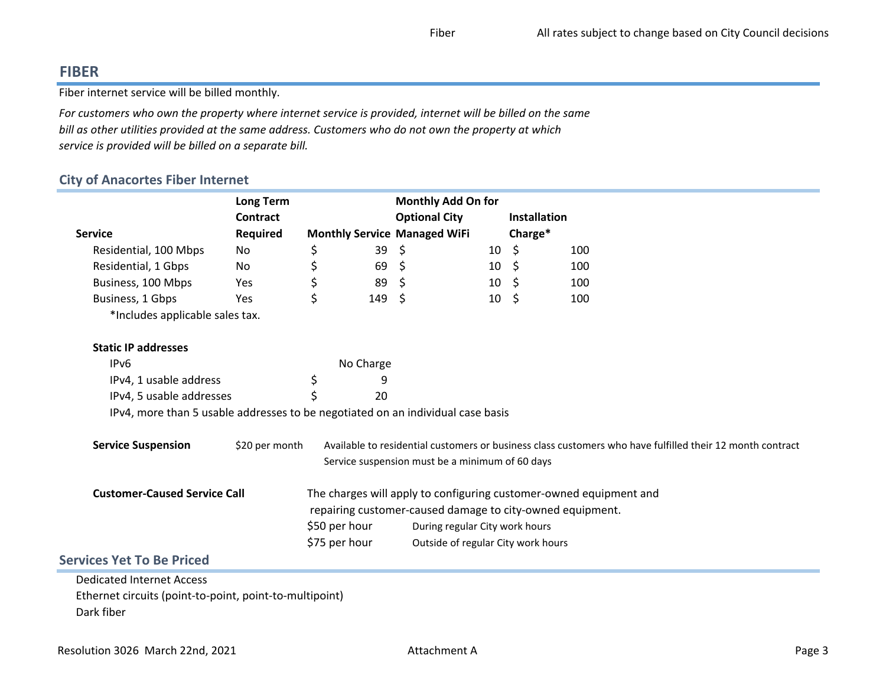## FIBER

Fiber internet service will be billed monthly.

*For customers who own the property where internet service is provided, internet will be billed on the same bill as other utilities provided at the same address. Customers who do not own the property at which service is provided will be billed on a separate bill.*

### City of Anacortes Fiber Internet

| Service | Long Term Contract Required | Monthly Service | Monthly Add On for Optional City Managed WiFi | Installation Charge* |
|---|---|---|---|---|
| Residential, 100 Mbps | No | $ 39 | $ 10 | $ 100 |
| Residential, 1 Gbps | No | $ 69 | $ 10 | $ 100 |
| Business, 100 Mbps | Yes | $ 89 | $ 10 | $ 100 |
| Business, 1 Gbps | Yes | $ 149 | $ 10 | $ 100 |

*Includes applicable sales tax.

**Static IP addresses**

| | |
|---|---|
| IPv6 | No Charge |
| IPv4, 1 usable address | $ 9 |
| IPv4, 5 usable addresses | $ 20 |

IPv4, more than 5 usable addresses to be negotiated on an individual case basis

**Service Suspension** $20 per month — Available to residential customers or business class customers who have fulfilled their 12 month contract. Service suspension must be a minimum of 60 days

**Customer-Caused Service Call**

The charges will apply to configuring customer-owned equipment and repairing customer-caused damage to city-owned equipment.

| | |
|---|---|
| $50 per hour | During regular City work hours |
| $75 per hour | Outside of regular City work hours |

### Services Yet To Be Priced

- Dedicated Internet Access
- Ethernet circuits (point-to-point, point-to-multipoint)
- Dark fiber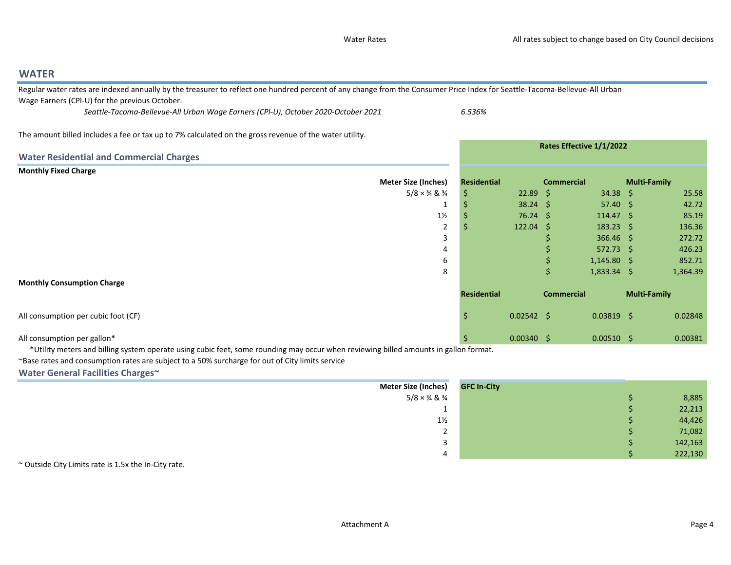## WATER

Regular water rates are indexed annually by the treasurer to reflect one hundred percent of any change from the Consumer Price Index for Seattle-Tacoma-Bellevue-All Urban Wage Earners (CPI-U) for the previous October.

*Seattle-Tacoma-Bellevue-All Urban Wage Earners (CPI-U), October 2020-October 2021* — *6.536%*

The amount billed includes a fee or tax up to 7% calculated on the gross revenue of the water utility.

### Water Residential and Commercial Charges

**Rates Effective 1/1/2022**

**Monthly Fixed Charge**

| Meter Size (Inches) | Residential | Commercial | Multi-Family |
|---|---|---|---|
| 5/8 × ¾ & ¾ | $ 22.89 | $ 34.38 | $ 25.58 |
| 1 | $ 38.24 | $ 57.40 | $ 42.72 |
| 1½ | $ 76.24 | $ 114.47 | $ 85.19 |
| 2 | $ 122.04 | $ 183.23 | $ 136.36 |
| 3 | | $ 366.46 | $ 272.72 |
| 4 | | $ 572.73 | $ 426.23 |
| 6 | | $ 1,145.80 | $ 852.71 |
| 8 | | $ 1,833.34 | $ 1,364.39 |

**Monthly Consumption Charge**

| | Residential | Commercial | Multi-Family |
|---|---|---|---|
| All consumption per cubic foot (CF) | $ 0.02542 | $ 0.03819 | $ 0.02848 |
| All consumption per gallon* | $ 0.00340 | $ 0.00510 | $ 0.00381 |

*Utility meters and billing system operate using cubic feet, some rounding may occur when reviewing billed amounts in gallon format.

~Base rates and consumption rates are subject to a 50% surcharge for out of City limits service

### Water General Facilities Charges~

| Meter Size (Inches) | GFC In-City |
|---|---|
| 5/8 × ¾ & ¾ | $ 8,885 |
| 1 | $ 22,213 |
| 1½ | $ 44,426 |
| 2 | $ 71,082 |
| 3 | $ 142,163 |
| 4 | $ 222,130 |

~ Outside City Limits rate is 1.5x the In-City rate.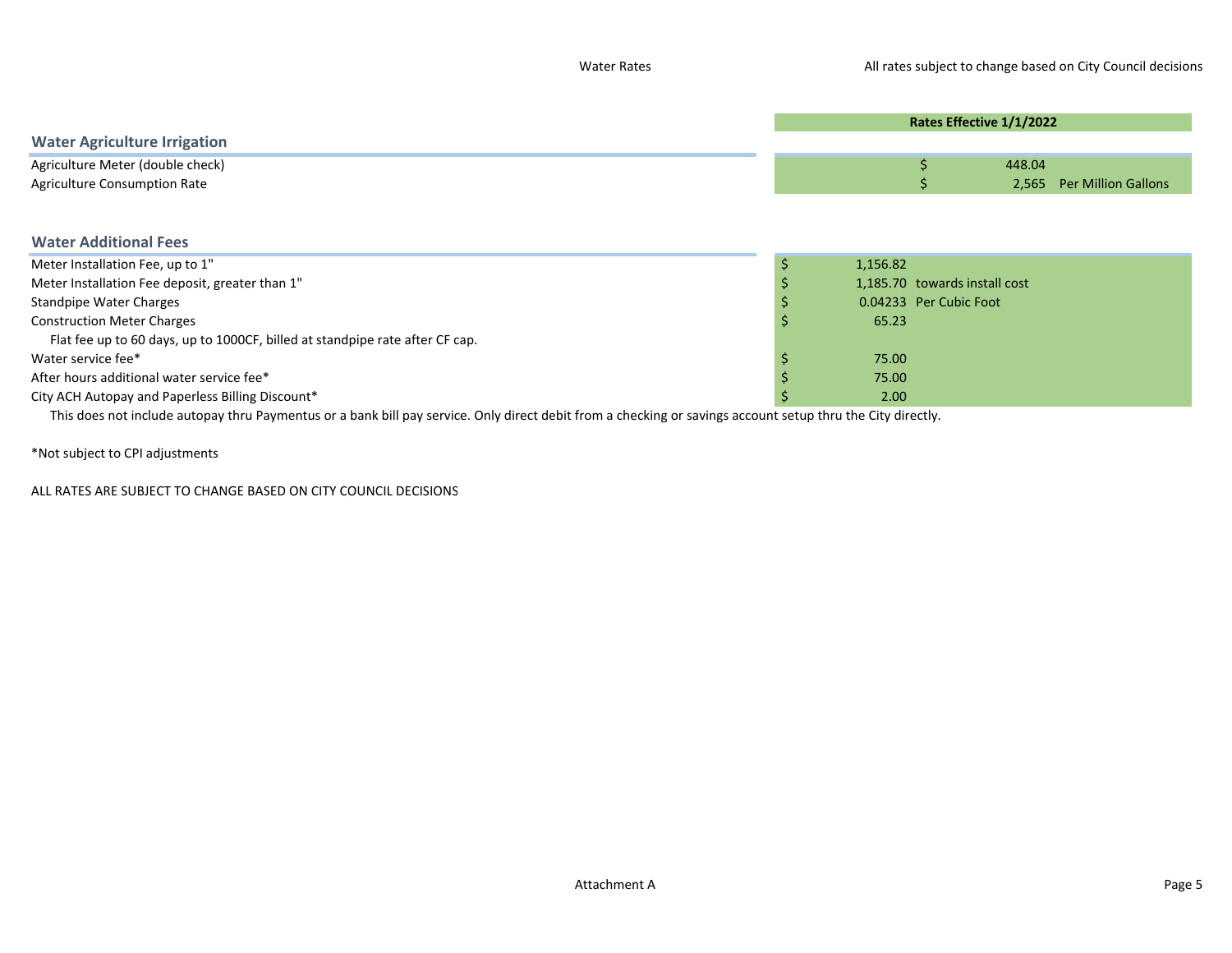Water Rates

All rates subject to change based on City Council decisions

| | Rates Effective 1/1/2022 |
|---|---|

## Water Agriculture Irrigation

| | Rates Effective 1/1/2022 |
|---|---|
| Agriculture Meter (double check) | $ 448.04 |
| Agriculture Consumption Rate | $ 2,565 Per Million Gallons |

## Water Additional Fees

| | Rates Effective 1/1/2022 |
|---|---|
| Meter Installation Fee, up to 1" | $ 1,156.82 |
| Meter Installation Fee deposit, greater than 1" | $ 1,185.70 towards install cost |
| Standpipe Water Charges | $ 0.04233 Per Cubic Foot |
| Construction Meter Charges | $ 65.23 |
| Flat fee up to 60 days, up to 1000CF, billed at standpipe rate after CF cap. | |
| Water service fee* | $ 75.00 |
| After hours additional water service fee* | $ 75.00 |
| City ACH Autopay and Paperless Billing Discount* | $ 2.00 |

This does not include autopay thru Paymentus or a bank bill pay service. Only direct debit from a checking or savings account setup thru the City directly.

*Not subject to CPI adjustments

ALL RATES ARE SUBJECT TO CHANGE BASED ON CITY COUNCIL DECISIONS

Attachment A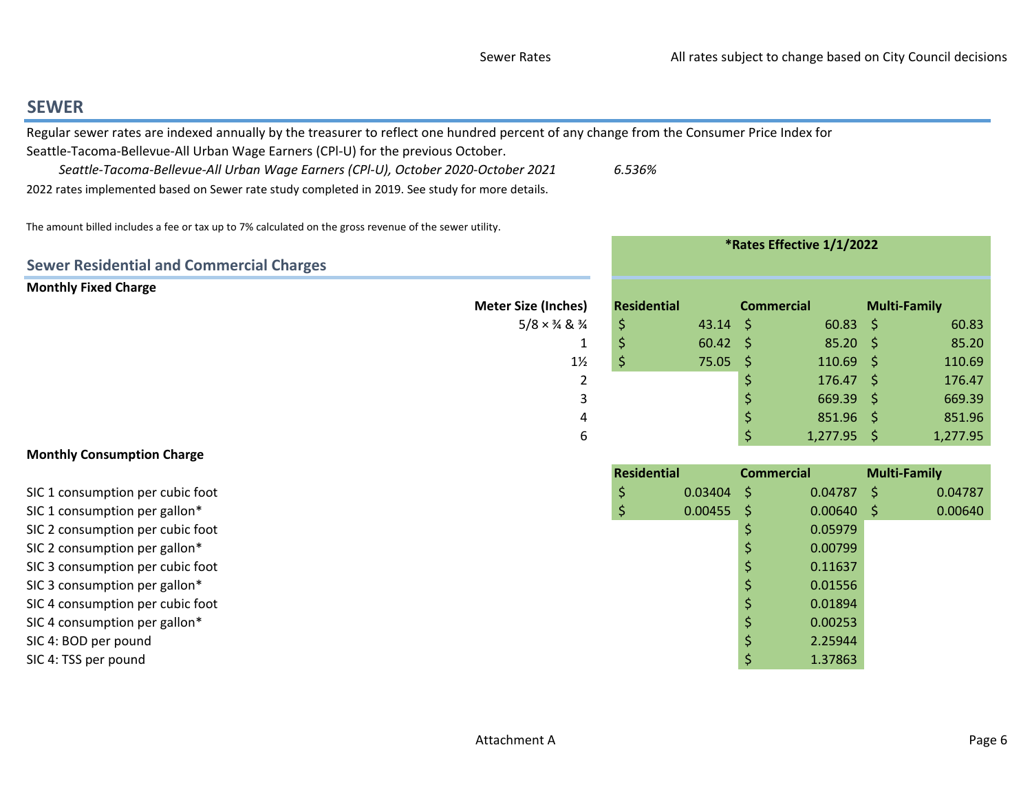# SEWER

Regular sewer rates are indexed annually by the treasurer to reflect one hundred percent of any change from the Consumer Price Index for Seattle-Tacoma-Bellevue-All Urban Wage Earners (CPI-U) for the previous October.

*Seattle-Tacoma-Bellevue-All Urban Wage Earners (CPI-U), October 2020-October 2021* *6.536%*

2022 rates implemented based on Sewer rate study completed in 2019. See study for more details.

The amount billed includes a fee or tax up to 7% calculated on the gross revenue of the sewer utility.

## Sewer Residential and Commercial Charges

**\*Rates Effective 1/1/2022**

**Monthly Fixed Charge**

| Meter Size (Inches) | Residential | Commercial | Multi-Family |
|---|---|---|---|
| 5/8 × ¾ & ¾ | $ 43.14 | $ 60.83 | $ 60.83 |
| 1 | $ 60.42 | $ 85.20 | $ 85.20 |
| 1½ | $ 75.05 | $ 110.69 | $ 110.69 |
| 2 | | $ 176.47 | $ 176.47 |
| 3 | | $ 669.39 | $ 669.39 |
| 4 | | $ 851.96 | $ 851.96 |
| 6 | | $ 1,277.95 | $ 1,277.95 |

**Monthly Consumption Charge**

| | Residential | Commercial | Multi-Family |
|---|---|---|---|
| SIC 1 consumption per cubic foot | $ 0.03404 | $ 0.04787 | $ 0.04787 |
| SIC 1 consumption per gallon* | $ 0.00455 | $ 0.00640 | $ 0.00640 |
| SIC 2 consumption per cubic foot | | $ 0.05979 | |
| SIC 2 consumption per gallon* | | $ 0.00799 | |
| SIC 3 consumption per cubic foot | | $ 0.11637 | |
| SIC 3 consumption per gallon* | | $ 0.01556 | |
| SIC 4 consumption per cubic foot | | $ 0.01894 | |
| SIC 4 consumption per gallon* | | $ 0.00253 | |
| SIC 4: BOD per pound | | $ 2.25944 | |
| SIC 4: TSS per pound | | $ 1.37863 | |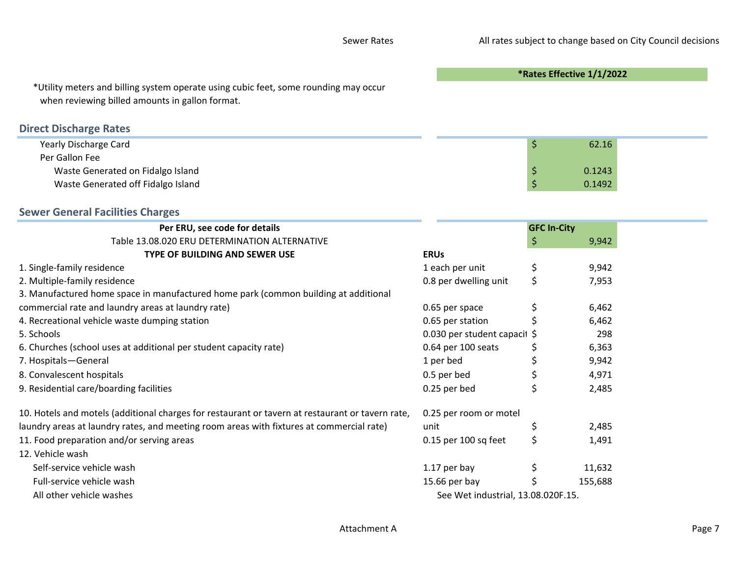Sewer Rates — All rates subject to change based on City Council decisions

**\*Rates Effective 1/1/2022**

\*Utility meters and billing system operate using cubic feet, some rounding may occur when reviewing billed amounts in gallon format.

## Direct Discharge Rates

| | |
|---|---|
| Yearly Discharge Card | $ 62.16 |
| Per Gallon Fee | |
| Waste Generated on Fidalgo Island | $ 0.1243 |
| Waste Generated off Fidalgo Island | $ 0.1492 |

## Sewer General Facilities Charges

| Per ERU, see code for details | | GFC In-City |
|---|---|---|
| Table 13.08.020 ERU DETERMINATION ALTERNATIVE | | $ 9,942 |
| **TYPE OF BUILDING AND SEWER USE** | **ERUs** | |
| 1. Single-family residence | 1 each per unit | $ 9,942 |
| 2. Multiple-family residence | 0.8 per dwelling unit | $ 7,953 |
| 3. Manufactured home space in manufactured home park (common building at additional commercial rate and laundry areas at laundry rate) | 0.65 per space | $ 6,462 |
| 4. Recreational vehicle waste dumping station | 0.65 per station | $ 6,462 |
| 5. Schools | 0.030 per student capacit | $ 298 |
| 6. Churches (school uses at additional per student capacity rate) | 0.64 per 100 seats | $ 6,363 |
| 7. Hospitals—General | 1 per bed | $ 9,942 |
| 8. Convalescent hospitals | 0.5 per bed | $ 4,971 |
| 9. Residential care/boarding facilities | 0.25 per bed | $ 2,485 |
| 10. Hotels and motels (additional charges for restaurant or tavern at restaurant or tavern rate, laundry areas at laundry rates, and meeting room areas with fixtures at commercial rate) | 0.25 per room or motel unit | $ 2,485 |
| 11. Food preparation and/or serving areas | 0.15 per 100 sq feet | $ 1,491 |
| 12. Vehicle wash | | |
| Self-service vehicle wash | 1.17 per bay | $ 11,632 |
| Full-service vehicle wash | 15.66 per bay | $ 155,688 |
| All other vehicle washes | See Wet industrial, 13.08.020F.15. | |

Attachment A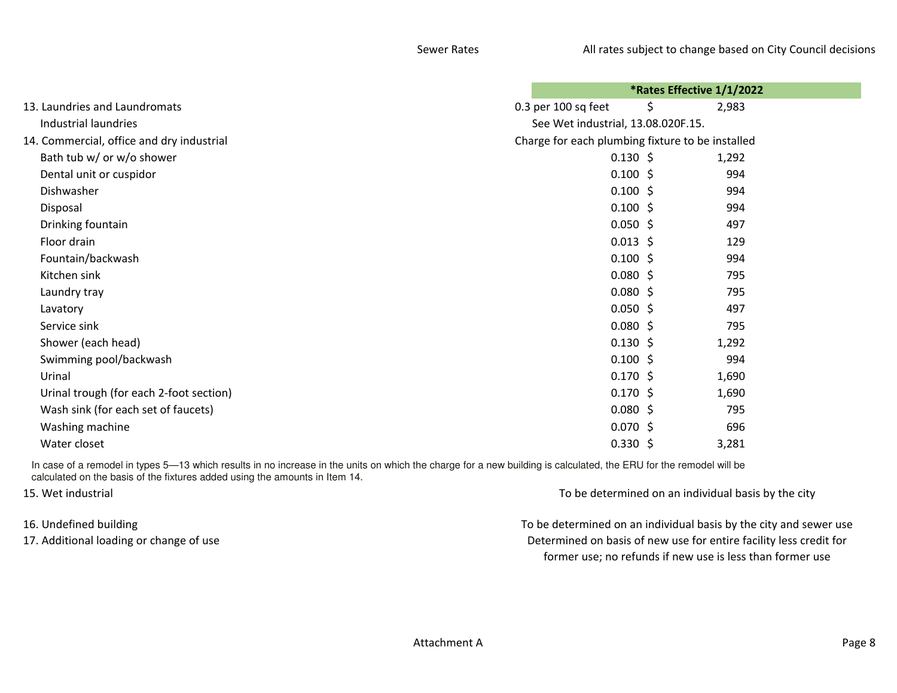| | | *Rates Effective 1/1/2022 |
|---|---|---|
| 13. Laundries and Laundromats | 0.3 per 100 sq feet | $ 2,983 |
| Industrial laundries | See Wet industrial, 13.08.020F.15. | |
| 14. Commercial, office and dry industrial | Charge for each plumbing fixture to be installed | |
| Bath tub w/ or w/o shower | 0.130 | $ 1,292 |
| Dental unit or cuspidor | 0.100 | $ 994 |
| Dishwasher | 0.100 | $ 994 |
| Disposal | 0.100 | $ 994 |
| Drinking fountain | 0.050 | $ 497 |
| Floor drain | 0.013 | $ 129 |
| Fountain/backwash | 0.100 | $ 994 |
| Kitchen sink | 0.080 | $ 795 |
| Laundry tray | 0.080 | $ 795 |
| Lavatory | 0.050 | $ 497 |
| Service sink | 0.080 | $ 795 |
| Shower (each head) | 0.130 | $ 1,292 |
| Swimming pool/backwash | 0.100 | $ 994 |
| Urinal | 0.170 | $ 1,690 |
| Urinal trough (for each 2-foot section) | 0.170 | $ 1,690 |
| Wash sink (for each set of faucets) | 0.080 | $ 795 |
| Washing machine | 0.070 | $ 696 |
| Water closet | 0.330 | $ 3,281 |

In case of a remodel in types 5—13 which results in no increase in the units on which the charge for a new building is calculated, the ERU for the remodel will be calculated on the basis of the fixtures added using the amounts in Item 14.

| | |
|---|---|
| 15. Wet industrial | To be determined on an individual basis by the city |
| 16. Undefined building | To be determined on an individual basis by the city and sewer use |
| 17. Additional loading or change of use | Determined on basis of new use for entire facility less credit for former use; no refunds if new use is less than former use |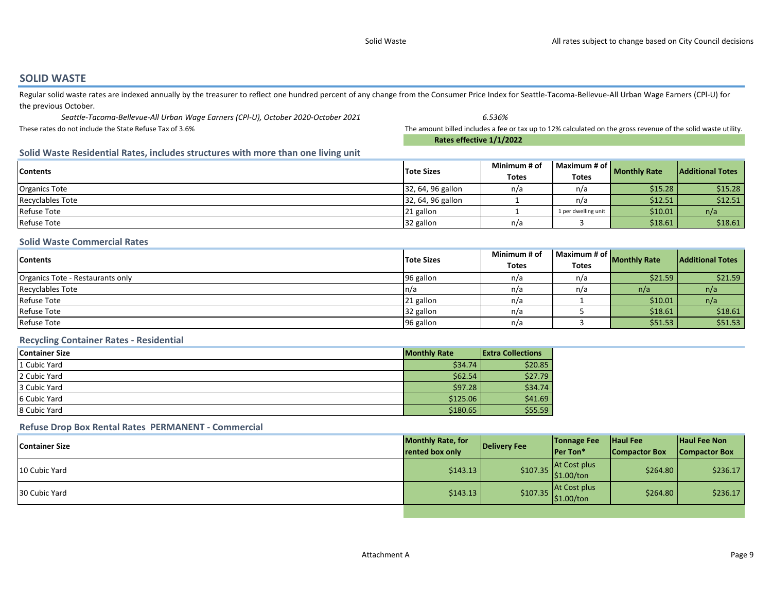## SOLID WASTE

Regular solid waste rates are indexed annually by the treasurer to reflect one hundred percent of any change from the Consumer Price Index for Seattle-Tacoma-Bellevue-All Urban Wage Earners (CPI-U) for the previous October.

*Seattle-Tacoma-Bellevue-All Urban Wage Earners (CPI-U), October 2020-October 2021* *6.536%*

These rates do not include the State Refuse Tax of 3.6%

The amount billed includes a fee or tax up to 12% calculated on the gross revenue of the solid waste utility.

**Rates effective 1/1/2022**

### Solid Waste Residential Rates, includes structures with more than one living unit

| Contents | Tote Sizes | Minimum # of Totes | Maximum # of Totes | Monthly Rate | Additional Totes |
|---|---|---|---|---|---|
| Organics Tote | 32, 64, 96 gallon | n/a | n/a | $15.28 | $15.28 |
| Recyclables Tote | 32, 64, 96 gallon | 1 | n/a | $12.51 | $12.51 |
| Refuse Tote | 21 gallon | 1 | 1 per dwelling unit | $10.01 | n/a |
| Refuse Tote | 32 gallon | n/a | 3 | $18.61 | $18.61 |

### Solid Waste Commercial Rates

| Contents | Tote Sizes | Minimum # of Totes | Maximum # of Totes | Monthly Rate | Additional Totes |
|---|---|---|---|---|---|
| Organics Tote - Restaurants only | 96 gallon | n/a | n/a | $21.59 | $21.59 |
| Recyclables Tote | n/a | n/a | n/a | n/a | n/a |
| Refuse Tote | 21 gallon | n/a | 1 | $10.01 | n/a |
| Refuse Tote | 32 gallon | n/a | 5 | $18.61 | $18.61 |
| Refuse Tote | 96 gallon | n/a | 3 | $51.53 | $51.53 |

### Recycling Container Rates - Residential

| Container Size | Monthly Rate | Extra Collections |
|---|---|---|
| 1 Cubic Yard | $34.74 | $20.85 |
| 2 Cubic Yard | $62.54 | $27.79 |
| 3 Cubic Yard | $97.28 | $34.74 |
| 6 Cubic Yard | $125.06 | $41.69 |
| 8 Cubic Yard | $180.65 | $55.59 |

### Refuse Drop Box Rental Rates PERMANENT - Commercial

| Container Size | Monthly Rate, for rented box only | Delivery Fee | Tonnage Fee Per Ton* | Haul Fee Compactor Box | Haul Fee Non Compactor Box |
|---|---|---|---|---|---|
| 10 Cubic Yard | $143.13 | $107.35 | At Cost plus $1.00/ton | $264.80 | $236.17 |
| 30 Cubic Yard | $143.13 | $107.35 | At Cost plus $1.00/ton | $264.80 | $236.17 |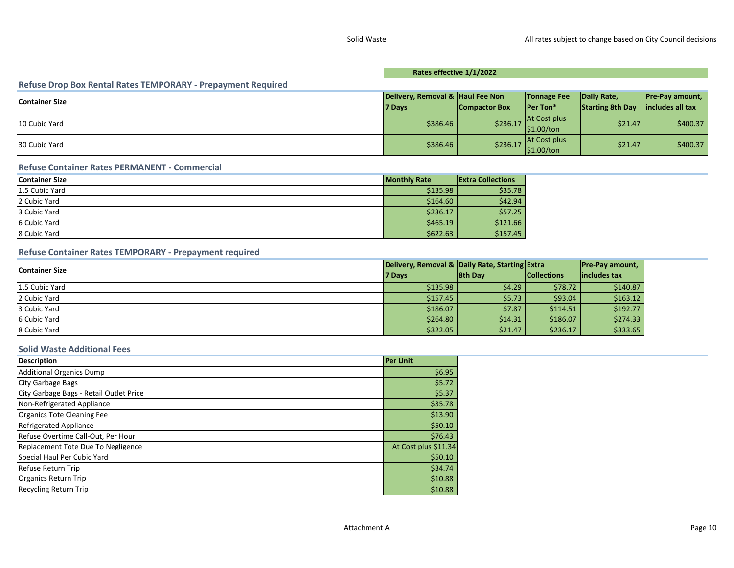Rates effective 1/1/2022

## Refuse Drop Box Rental Rates TEMPORARY - Prepayment Required

| Container Size | Delivery, Removal & 7 Days | Haul Fee Non Compactor Box | Tonnage Fee Per Ton* | Daily Rate, Starting 8th Day | Pre-Pay amount, includes all tax |
|---|---|---|---|---|---|
| 10 Cubic Yard | $386.46 | $236.17 | At Cost plus $1.00/ton | $21.47 | $400.37 |
| 30 Cubic Yard | $386.46 | $236.17 | At Cost plus $1.00/ton | $21.47 | $400.37 |

## Refuse Container Rates PERMANENT - Commercial

| Container Size | Monthly Rate | Extra Collections |
|---|---|---|
| 1.5 Cubic Yard | $135.98 | $35.78 |
| 2 Cubic Yard | $164.60 | $42.94 |
| 3 Cubic Yard | $236.17 | $57.25 |
| 6 Cubic Yard | $465.19 | $121.66 |
| 8 Cubic Yard | $622.63 | $157.45 |

## Refuse Container Rates TEMPORARY - Prepayment required

| Container Size | Delivery, Removal & 7 Days | Daily Rate, Starting 8th Day | Extra Collections | Pre-Pay amount, includes tax |
|---|---|---|---|---|
| 1.5 Cubic Yard | $135.98 | $4.29 | $78.72 | $140.87 |
| 2 Cubic Yard | $157.45 | $5.73 | $93.04 | $163.12 |
| 3 Cubic Yard | $186.07 | $7.87 | $114.51 | $192.77 |
| 6 Cubic Yard | $264.80 | $14.31 | $186.07 | $274.33 |
| 8 Cubic Yard | $322.05 | $21.47 | $236.17 | $333.65 |

## Solid Waste Additional Fees

| Description | Per Unit |
|---|---|
| Additional Organics Dump | $6.95 |
| City Garbage Bags | $5.72 |
| City Garbage Bags - Retail Outlet Price | $5.37 |
| Non-Refrigerated Appliance | $35.78 |
| Organics Tote Cleaning Fee | $13.90 |
| Refrigerated Appliance | $50.10 |
| Refuse Overtime Call-Out, Per Hour | $76.43 |
| Replacement Tote Due To Negligence | At Cost plus $11.34 |
| Special Haul Per Cubic Yard | $50.10 |
| Refuse Return Trip | $34.74 |
| Organics Return Trip | $10.88 |
| Recycling Return Trip | $10.88 |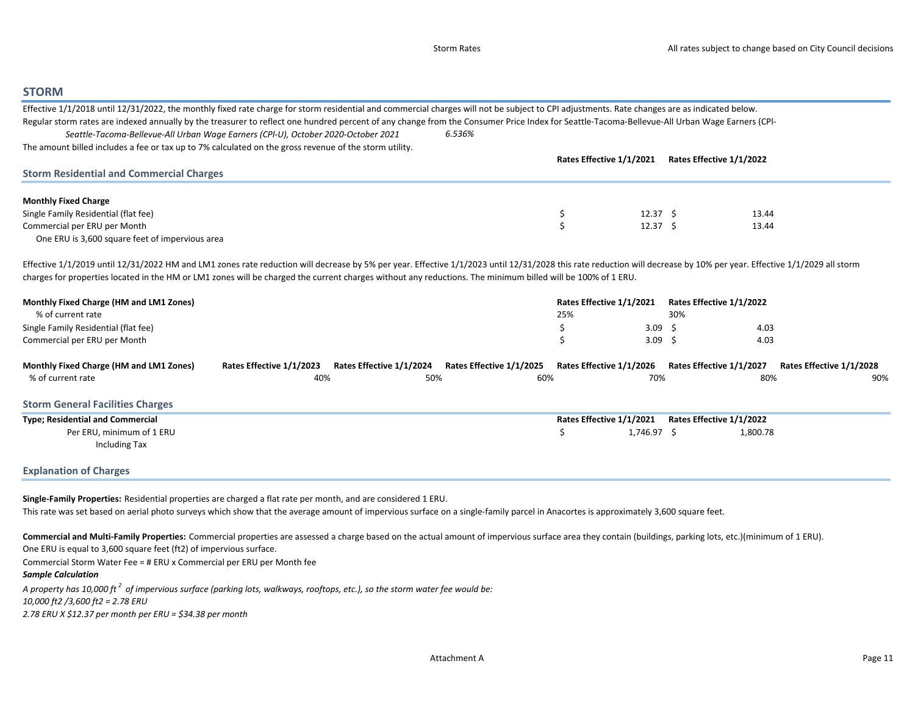## STORM

Effective 1/1/2018 until 12/31/2022, the monthly fixed rate charge for storm residential and commercial charges will not be subject to CPI adjustments. Rate changes are as indicated below.

Regular storm rates are indexed annually by the treasurer to reflect one hundred percent of any change from the Consumer Price Index for Seattle-Tacoma-Bellevue-All Urban Wage Earners (CPI-

*Seattle-Tacoma-Bellevue-All Urban Wage Earners (CPI-U), October 2020-October 2021* *6.536%*

The amount billed includes a fee or tax up to 7% calculated on the gross revenue of the storm utility.

### Storm Residential and Commercial Charges

| | Rates Effective 1/1/2021 | Rates Effective 1/1/2022 |
|---|---|---|
| **Monthly Fixed Charge** | | |
| Single Family Residential (flat fee) | $ 12.37 | $ 13.44 |
| Commercial per ERU per Month | $ 12.37 | $ 13.44 |
| One ERU is 3,600 square feet of impervious area | | |

Effective 1/1/2019 until 12/31/2022 HM and LM1 zones rate reduction will decrease by 5% per year. Effective 1/1/2023 until 12/31/2028 this rate reduction will decrease by 10% per year. Effective 1/1/2029 all storm charges for properties located in the HM or LM1 zones will be charged the current charges without any reductions. The minimum billed will be 100% of 1 ERU.

| **Monthly Fixed Charge (HM and LM1 Zones)** | Rates Effective 1/1/2021 | Rates Effective 1/1/2022 |
|---|---|---|
| % of current rate | 25% | 30% |
| Single Family Residential (flat fee) | $ 3.09 | $ 4.03 |
| Commercial per ERU per Month | $ 3.09 | $ 4.03 |

| **Monthly Fixed Charge (HM and LM1 Zones)** | Rates Effective 1/1/2023 | Rates Effective 1/1/2024 | Rates Effective 1/1/2025 | Rates Effective 1/1/2026 | Rates Effective 1/1/2027 | Rates Effective 1/1/2028 |
|---|---|---|---|---|---|---|
| % of current rate | 40% | 50% | 60% | 70% | 80% | 90% |

### Storm General Facilities Charges

| **Type; Residential and Commercial** | Rates Effective 1/1/2021 | Rates Effective 1/1/2022 |
|---|---|---|
| Per ERU, minimum of 1 ERU Including Tax | $ 1,746.97 | $ 1,800.78 |

### Explanation of Charges

**Single-Family Properties:** Residential properties are charged a flat rate per month, and are considered 1 ERU.

This rate was set based on aerial photo surveys which show that the average amount of impervious surface on a single-family parcel in Anacortes is approximately 3,600 square feet.

**Commercial and Multi-Family Properties:** Commercial properties are assessed a charge based on the actual amount of impervious surface area they contain (buildings, parking lots, etc.)(minimum of 1 ERU).

One ERU is equal to 3,600 square feet (ft2) of impervious surface.

Commercial Storm Water Fee = # ERU x Commercial per ERU per Month fee

***Sample Calculation***

*A property has 10,000 ft$^2$ of impervious surface (parking lots, walkways, rooftops, etc.), so the storm water fee would be:*

*10,000 ft2 /3,600 ft2 = 2.78 ERU*

*2.78 ERU X $12.37 per month per ERU = $34.38 per month*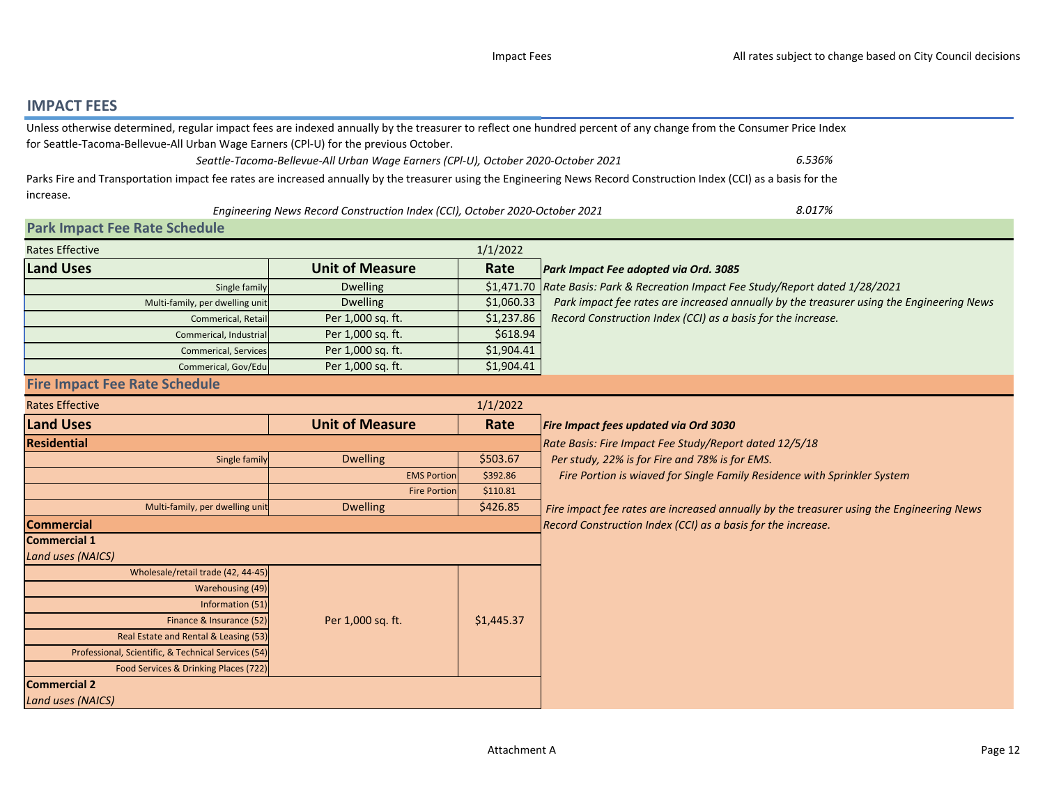## IMPACT FEES

Unless otherwise determined, regular impact fees are indexed annually by the treasurer to reflect one hundred percent of any change from the Consumer Price Index for Seattle-Tacoma-Bellevue-All Urban Wage Earners (CPl-U) for the previous October.

*Seattle-Tacoma-Bellevue-All Urban Wage Earners (CPl-U), October 2020-October 2021* — *6.536%*

Parks Fire and Transportation impact fee rates are increased annually by the treasurer using the Engineering News Record Construction Index (CCI) as a basis for the increase.

*Engineering News Record Construction Index (CCI), October 2020-October 2021* — *8.017%*

### Park Impact Fee Rate Schedule

Rates Effective: 1/1/2022

| Land Uses | Unit of Measure | Rate |
|---|---|---|
| Single family | Dwelling | $1,471.70 |
| Multi-family, per dwelling unit | Dwelling | $1,060.33 |
| Commerical, Retail | Per 1,000 sq. ft. | $1,237.86 |
| Commerical, Industrial | Per 1,000 sq. ft. | $618.94 |
| Commerical, Services | Per 1,000 sq. ft. | $1,904.41 |
| Commerical, Gov/Edu | Per 1,000 sq. ft. | $1,904.41 |

***Park Impact Fee adopted via Ord. 3085***

*Rate Basis: Park & Recreation Impact Fee Study/Report dated 1/28/2021*

*Park impact fee rates are increased annually by the treasurer using the Engineering News Record Construction Index (CCI) as a basis for the increase.*

### Fire Impact Fee Rate Schedule

Rates Effective: 1/1/2022

| Land Uses | Unit of Measure | Rate |
|---|---|---|
| **Residential** | | |
| Single family | Dwelling | $503.67 |
| | EMS Portion | $392.86 |
| | Fire Portion | $110.81 |
| Multi-family, per dwelling unit | Dwelling | $426.85 |
| **Commercial** | | |
| **Commercial 1** | | |
| *Land uses (NAICS)* | | |
| Wholesale/retail trade (42, 44-45) | Per 1,000 sq. ft. | $1,445.37 |
| Warehousing (49) | | |
| Information (51) | | |
| Finance & Insurance (52) | | |
| Real Estate and Rental & Leasing (53) | | |
| Professional, Scientific, & Technical Services (54) | | |
| Food Services & Drinking Places (722) | | |
| **Commercial 2** | | |
| *Land uses (NAICS)* | | |

***Fire Impact fees updated via Ord 3030***

*Rate Basis: Fire Impact Fee Study/Report dated 12/5/18*

*Per study, 22% is for Fire and 78% is for EMS.*

*Fire Portion is wiaved for Single Family Residence with Sprinkler System*

*Fire impact fee rates are increased annually by the treasurer using the Engineering News Record Construction Index (CCI) as a basis for the increase.*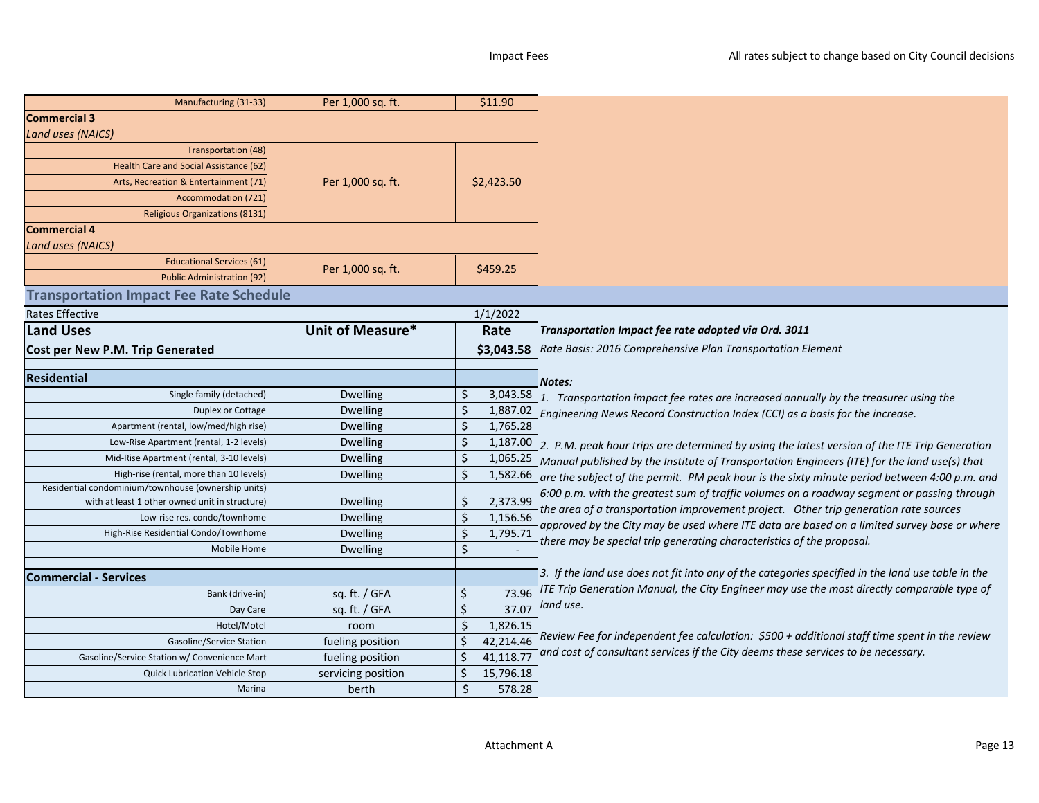| | | |
|---|---|---|
| Manufacturing (31-33) | Per 1,000 sq. ft. | $11.90 |
| **Commercial 3** | | |
| *Land uses (NAICS)* | | |
| Transportation (48) | Per 1,000 sq. ft. | $2,423.50 |
| Health Care and Social Assistance (62) | | |
| Arts, Recreation & Entertainment (71) | | |
| Accommodation (721) | | |
| Religious Organizations (8131) | | |
| **Commercial 4** | | |
| *Land uses (NAICS)* | | |
| Educational Services (61) | Per 1,000 sq. ft. | $459.25 |
| Public Administration (92) | | |

## Transportation Impact Fee Rate Schedule

| Rates Effective | | 1/1/2022 |
|---|---|---|
| **Land Uses** | **Unit of Measure*** | **Rate** |
| **Cost per New P.M. Trip Generated** | | **$3,043.58** |
| | | |
| **Residential** | | |
| Single family (detached) | Dwelling | $ 3,043.58 |
| Duplex or Cottage | Dwelling | $ 1,887.02 |
| Apartment (rental, low/med/high rise) | Dwelling | $ 1,765.28 |
| Low-Rise Apartment (rental, 1-2 levels) | Dwelling | $ 1,187.00 |
| Mid-Rise Apartment (rental, 3-10 levels) | Dwelling | $ 1,065.25 |
| High-rise (rental, more than 10 levels) | Dwelling | $ 1,582.66 |
| Residential condominium/townhouse (ownership units) with at least 1 other owned unit in structure) | Dwelling | $ 2,373.99 |
| Low-rise res. condo/townhome | Dwelling | $ 1,156.56 |
| High-Rise Residential Condo/Townhome | Dwelling | $ 1,795.71 |
| Mobile Home | Dwelling | $ - |
| | | |
| **Commercial - Services** | | |
| Bank (drive-in) | sq. ft. / GFA | $ 73.96 |
| Day Care | sq. ft. / GFA | $ 37.07 |
| Hotel/Motel | room | $ 1,826.15 |
| Gasoline/Service Station | fueling position | $ 42,214.46 |
| Gasoline/Service Station w/ Convenience Mart | fueling position | $ 41,118.77 |
| Quick Lubrication Vehicle Stop | servicing position | $ 15,796.18 |
| Marina | berth | $ 578.28 |

***Transportation Impact fee rate adopted via Ord. 3011***

*Rate Basis: 2016 Comprehensive Plan Transportation Element*

***Notes:***

*1. Transportation impact fee rates are increased annually by the treasurer using the Engineering News Record Construction Index (CCI) as a basis for the increase.*

*2. P.M. peak hour trips are determined by using the latest version of the ITE Trip Generation Manual published by the Institute of Transportation Engineers (ITE) for the land use(s) that are the subject of the permit. PM peak hour is the sixty minute period between 4:00 p.m. and 6:00 p.m. with the greatest sum of traffic volumes on a roadway segment or passing through the area of a transportation improvement project. Other trip generation rate sources approved by the City may be used where ITE data are based on a limited survey base or where there may be special trip generating characteristics of the proposal.*

*3. If the land use does not fit into any of the categories specified in the land use table in the ITE Trip Generation Manual, the City Engineer may use the most directly comparable type of land use.*

*Review Fee for independent fee calculation: $500 + additional staff time spent in the review and cost of consultant services if the City deems these services to be necessary.*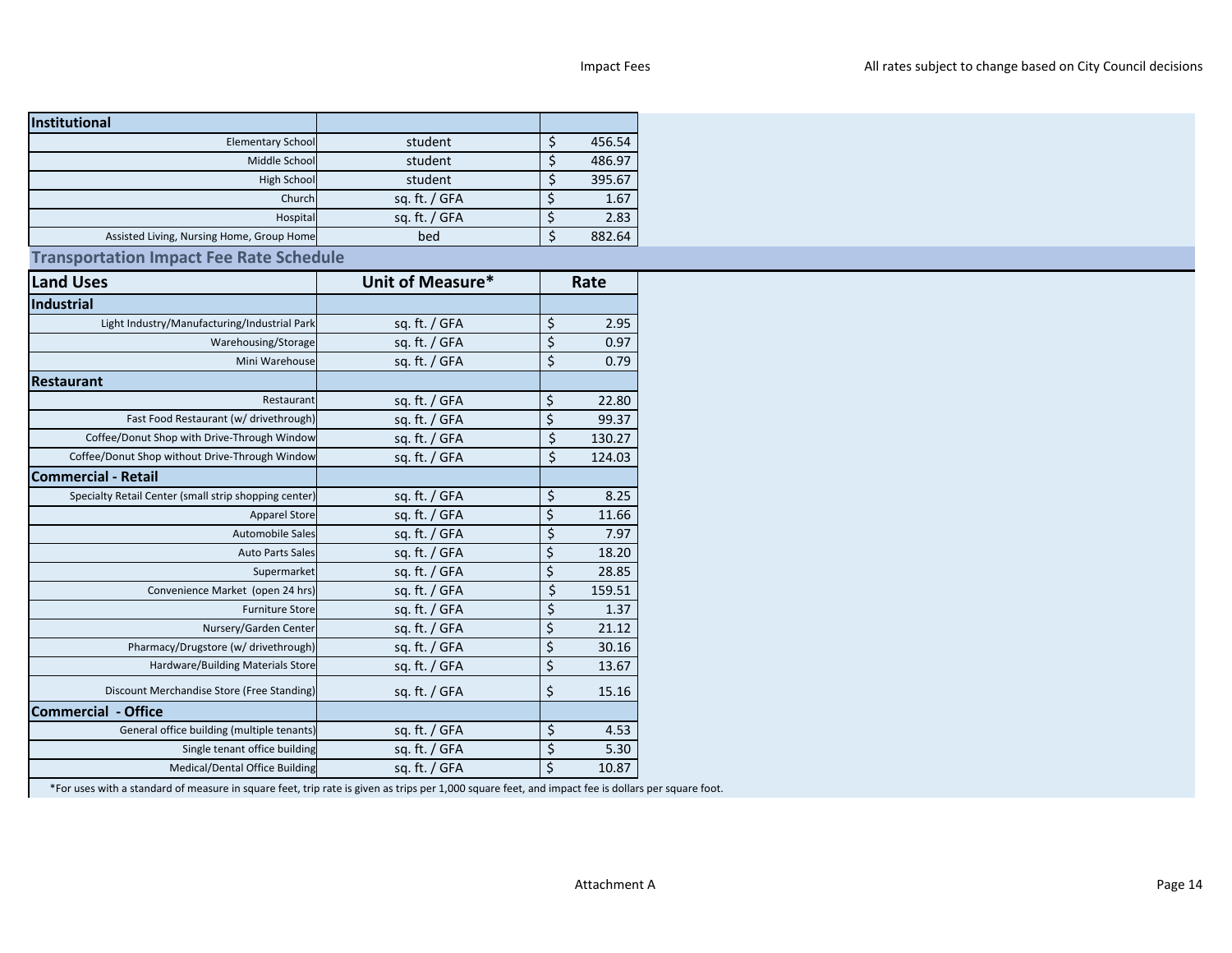| Institutional | | |
|---|---|---|
| Elementary School | student | $ 456.54 |
| Middle School | student | $ 486.97 |
| High School | student | $ 395.67 |
| Church | sq. ft. / GFA | $ 1.67 |
| Hospital | sq. ft. / GFA | $ 2.83 |
| Assisted Living, Nursing Home, Group Home | bed | $ 882.64 |

## Transportation Impact Fee Rate Schedule

| Land Uses | Unit of Measure* | Rate |
|---|---|---|
| **Industrial** | | |
| Light Industry/Manufacturing/Industrial Park | sq. ft. / GFA | $ 2.95 |
| Warehousing/Storage | sq. ft. / GFA | $ 0.97 |
| Mini Warehouse | sq. ft. / GFA | $ 0.79 |
| **Restaurant** | | |
| Restaurant | sq. ft. / GFA | $ 22.80 |
| Fast Food Restaurant (w/ drivethrough) | sq. ft. / GFA | $ 99.37 |
| Coffee/Donut Shop with Drive-Through Window | sq. ft. / GFA | $ 130.27 |
| Coffee/Donut Shop without Drive-Through Window | sq. ft. / GFA | $ 124.03 |
| **Commercial - Retail** | | |
| Specialty Retail Center (small strip shopping center) | sq. ft. / GFA | $ 8.25 |
| Apparel Store | sq. ft. / GFA | $ 11.66 |
| Automobile Sales | sq. ft. / GFA | $ 7.97 |
| Auto Parts Sales | sq. ft. / GFA | $ 18.20 |
| Supermarket | sq. ft. / GFA | $ 28.85 |
| Convenience Market (open 24 hrs) | sq. ft. / GFA | $ 159.51 |
| Furniture Store | sq. ft. / GFA | $ 1.37 |
| Nursery/Garden Center | sq. ft. / GFA | $ 21.12 |
| Pharmacy/Drugstore (w/ drivethrough) | sq. ft. / GFA | $ 30.16 |
| Hardware/Building Materials Store | sq. ft. / GFA | $ 13.67 |
| Discount Merchandise Store (Free Standing) | sq. ft. / GFA | $ 15.16 |
| **Commercial - Office** | | |
| General office building (multiple tenants) | sq. ft. / GFA | $ 4.53 |
| Single tenant office building | sq. ft. / GFA | $ 5.30 |
| Medical/Dental Office Building | sq. ft. / GFA | $ 10.87 |

*For uses with a standard of measure in square feet, trip rate is given as trips per 1,000 square feet, and impact fee is dollars per square foot.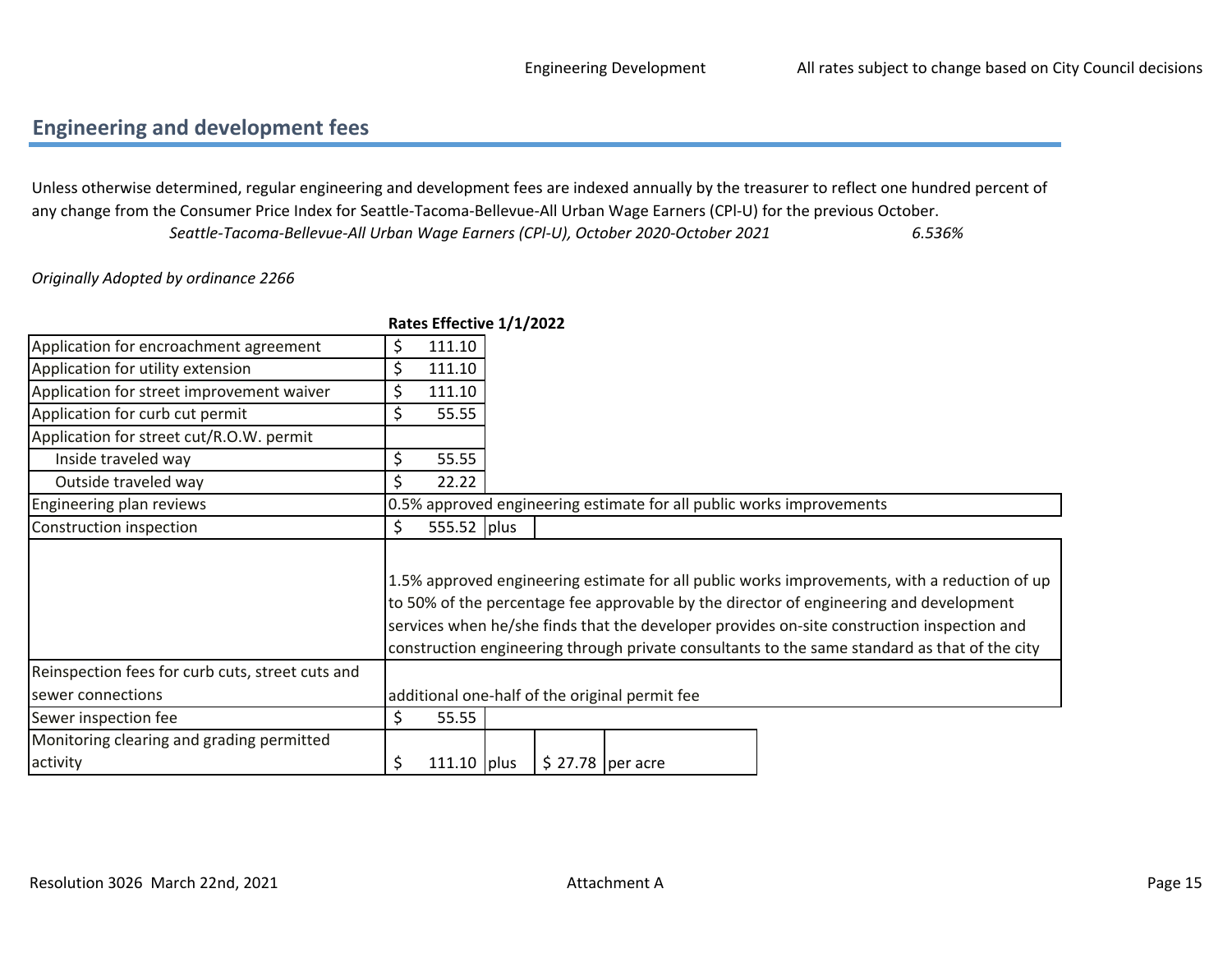## Engineering and development fees

Unless otherwise determined, regular engineering and development fees are indexed annually by the treasurer to reflect one hundred percent of any change from the Consumer Price Index for Seattle-Tacoma-Bellevue-All Urban Wage Earners (CPl-U) for the previous October.

*Seattle-Tacoma-Bellevue-All Urban Wage Earners (CPl-U), October 2020-October 2021* *6.536%*

*Originally Adopted by ordinance 2266*

| | Rates Effective 1/1/2022 | | | |
|---|---|---|---|---|
| Application for encroachment agreement | $ 111.10 | | | |
| Application for utility extension | $ 111.10 | | | |
| Application for street improvement waiver | $ 111.10 | | | |
| Application for curb cut permit | $ 55.55 | | | |
| Application for street cut/R.O.W. permit | | | | |
| Inside traveled way | $ 55.55 | | | |
| Outside traveled way | $ 22.22 | | | |
| Engineering plan reviews | 0.5% approved engineering estimate for all public works improvements | | | |
| Construction inspection | $ 555.52 | plus | | |
| | 1.5% approved engineering estimate for all public works improvements, with a reduction of up to 50% of the percentage fee approvable by the director of engineering and development services when he/she finds that the developer provides on-site construction inspection and construction engineering through private consultants to the same standard as that of the city | | | |
| Reinspection fees for curb cuts, street cuts and sewer connections | additional one-half of the original permit fee | | | |
| Sewer inspection fee | $ 55.55 | | | |
| Monitoring clearing and grading permitted activity | $ 111.10 | plus | $ 27.78 | per acre |

Resolution 3026 March 22nd, 2021

Attachment A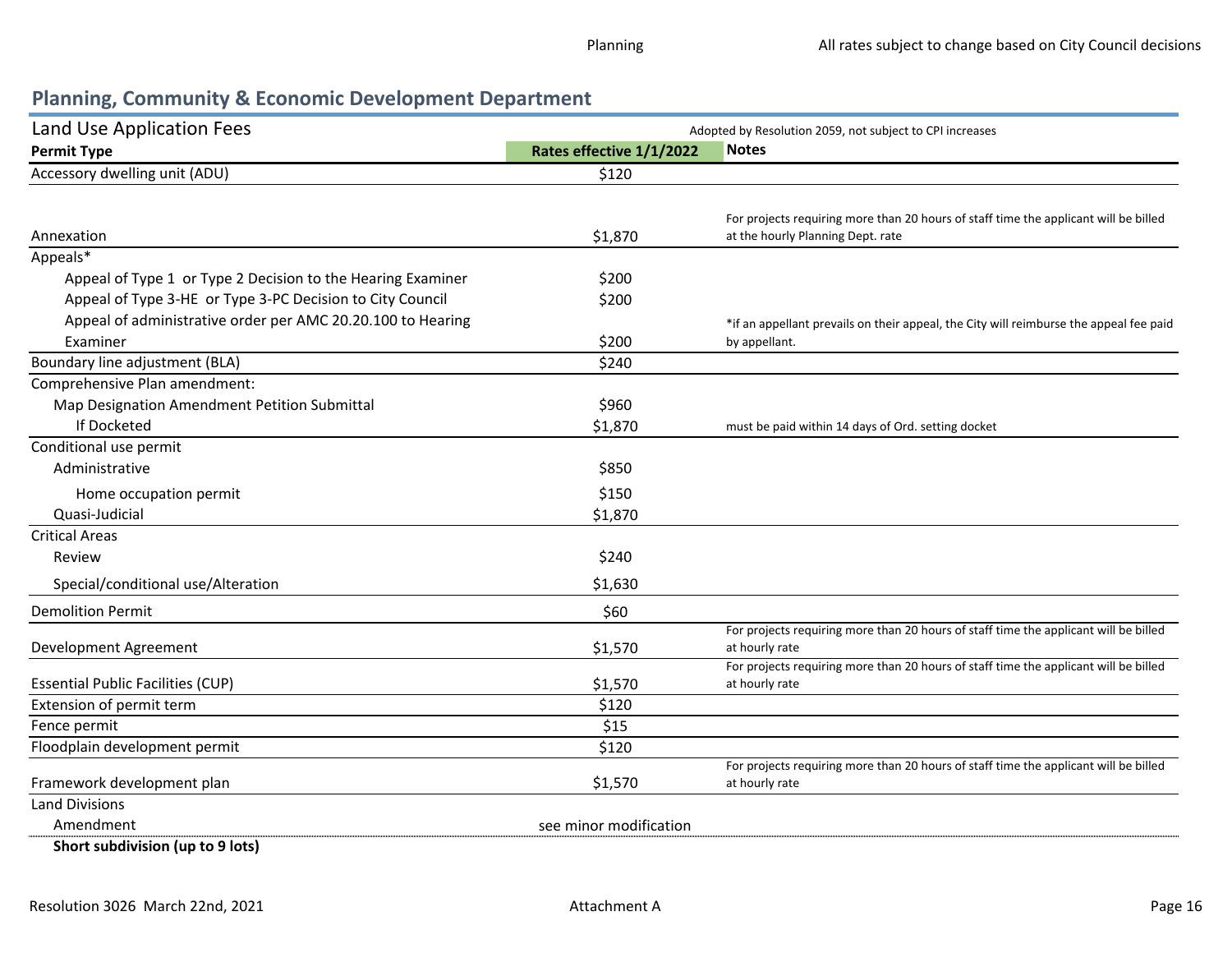## Planning, Community & Economic Development Department

**Land Use Application Fees** — Adopted by Resolution 2059, not subject to CPI increases

| Permit Type | Rates effective 1/1/2022 | Notes |
|---|---|---|
| Accessory dwelling unit (ADU) | $120 | |
| Annexation | $1,870 | For projects requiring more than 20 hours of staff time the applicant will be billed at the hourly Planning Dept. rate |
| Appeals* | | |
| Appeal of Type 1 or Type 2 Decision to the Hearing Examiner | $200 | |
| Appeal of Type 3-HE or Type 3-PC Decision to City Council | $200 | |
| Appeal of administrative order per AMC 20.20.100 to Hearing Examiner | $200 | *if an appellant prevails on their appeal, the City will reimburse the appeal fee paid by appellant. |
| Boundary line adjustment (BLA) | $240 | |
| Comprehensive Plan amendment: | | |
| Map Designation Amendment Petition Submittal | $960 | |
| If Docketed | $1,870 | must be paid within 14 days of Ord. setting docket |
| Conditional use permit | | |
| Administrative | $850 | |
| Home occupation permit | $150 | |
| Quasi-Judicial | $1,870 | |
| Critical Areas | | |
| Review | $240 | |
| Special/conditional use/Alteration | $1,630 | |
| Demolition Permit | $60 | |
| Development Agreement | $1,570 | For projects requiring more than 20 hours of staff time the applicant will be billed at hourly rate |
| Essential Public Facilities (CUP) | $1,570 | For projects requiring more than 20 hours of staff time the applicant will be billed at hourly rate |
| Extension of permit term | $120 | |
| Fence permit | $15 | |
| Floodplain development permit | $120 | |
| Framework development plan | $1,570 | For projects requiring more than 20 hours of staff time the applicant will be billed at hourly rate |
| Land Divisions | | |
| Amendment | see minor modification | |
| **Short subdivision (up to 9 lots)** | | |

Resolution 3026 March 22nd, 2021 — Attachment A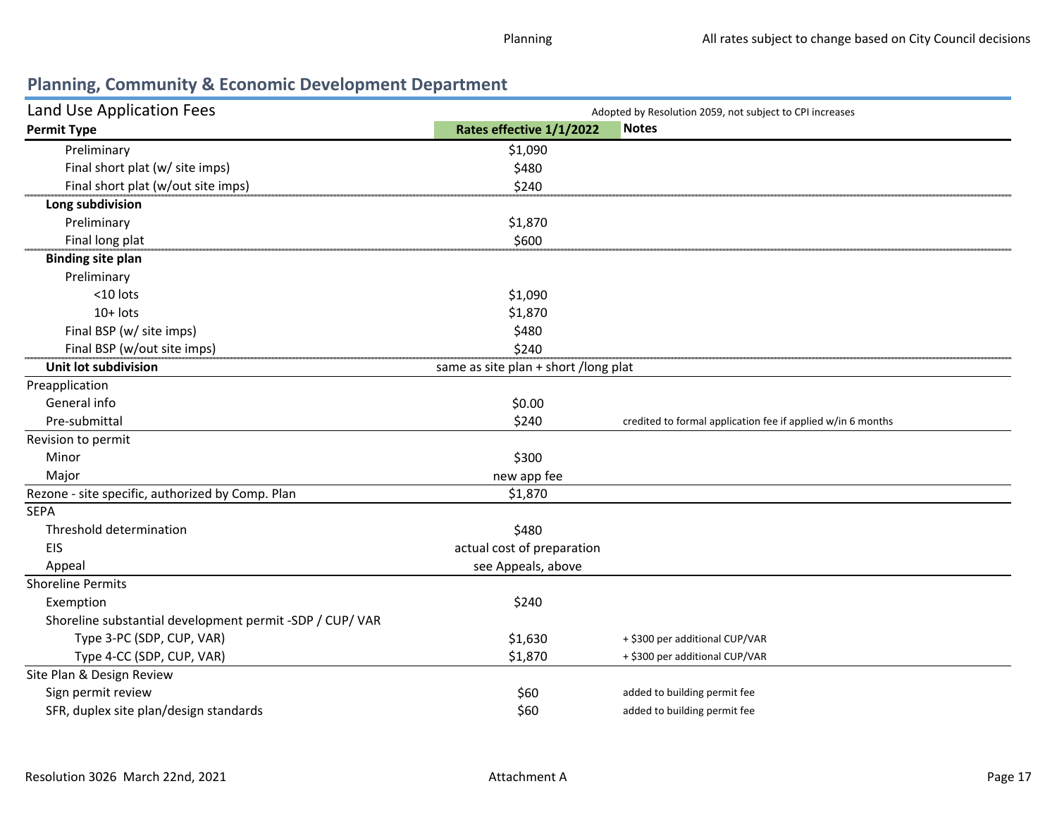## Planning, Community & Economic Development Department

Land Use Application Fees — Adopted by Resolution 2059, not subject to CPI increases

| Permit Type | Rates effective 1/1/2022 | Notes |
|---|---|---|
| Preliminary | $1,090 | |
| Final short plat (w/ site imps) | $480 | |
| Final short plat (w/out site imps) | $240 | |
| **Long subdivision** | | |
| Preliminary | $1,870 | |
| Final long plat | $600 | |
| **Binding site plan** | | |
| Preliminary | | |
| <10 lots | $1,090 | |
| 10+ lots | $1,870 | |
| Final BSP (w/ site imps) | $480 | |
| Final BSP (w/out site imps) | $240 | |
| **Unit lot subdivision** | same as site plan + short /long plat | |
| Preapplication | | |
| General info | $0.00 | |
| Pre-submittal | $240 | credited to formal application fee if applied w/in 6 months |
| Revision to permit | | |
| Minor | $300 | |
| Major | new app fee | |
| Rezone - site specific, authorized by Comp. Plan | $1,870 | |
| SEPA | | |
| Threshold determination | $480 | |
| EIS | actual cost of preparation | |
| Appeal | see Appeals, above | |
| Shoreline Permits | | |
| Exemption | $240 | |
| Shoreline substantial development permit -SDP / CUP/ VAR | | |
| Type 3-PC (SDP, CUP, VAR) | $1,630 | + $300 per additional CUP/VAR |
| Type 4-CC (SDP, CUP, VAR) | $1,870 | + $300 per additional CUP/VAR |
| Site Plan & Design Review | | |
| Sign permit review | $60 | added to building permit fee |
| SFR, duplex site plan/design standards | $60 | added to building permit fee |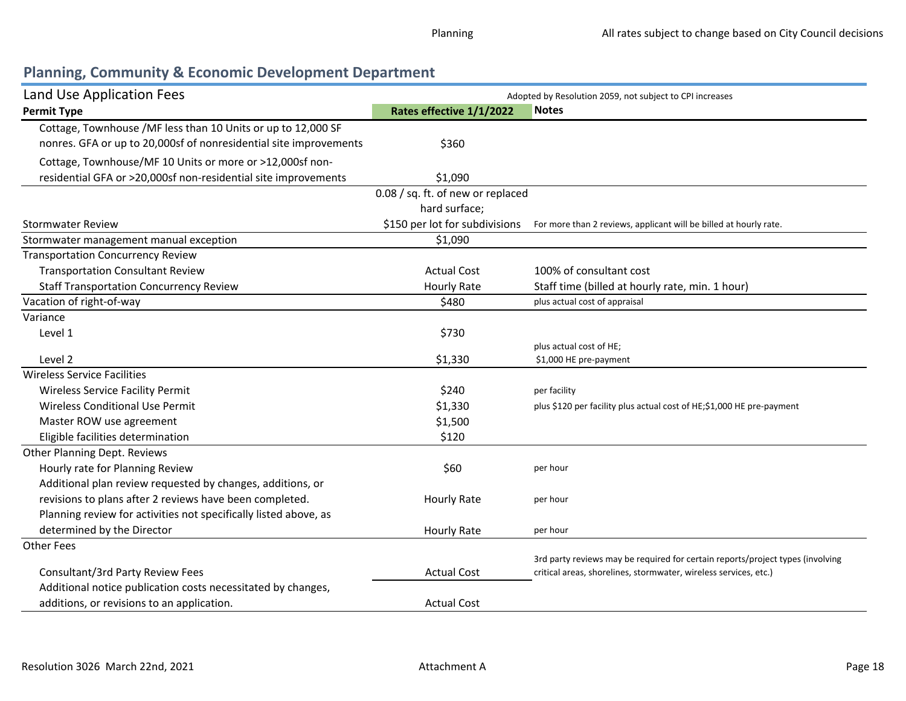## Planning, Community & Economic Development Department

Land Use Application Fees — Adopted by Resolution 2059, not subject to CPI increases

| Permit Type | Rates effective 1/1/2022 | Notes |
|---|---|---|
| Cottage, Townhouse /MF less than 10 Units or up to 12,000 SF nonres. GFA or up to 20,000sf of nonresidential site improvements | $360 | |
| Cottage, Townhouse/MF 10 Units or more or >12,000sf non-residential GFA or >20,000sf non-residential site improvements | $1,090 | |
| Stormwater Review | 0.08 / sq. ft. of new or replaced hard surface; $150 per lot for subdivisions | For more than 2 reviews, applicant will be billed at hourly rate. |
| Stormwater management manual exception | $1,090 | |
| Transportation Concurrency Review | | |
| Transportation Consultant Review | Actual Cost | 100% of consultant cost |
| Staff Transportation Concurrency Review | Hourly Rate | Staff time (billed at hourly rate, min. 1 hour) |
| Vacation of right-of-way | $480 | plus actual cost of appraisal |
| Variance | | |
| Level 1 | $730 | |
| Level 2 | $1,330 | plus actual cost of HE; $1,000 HE pre-payment |
| Wireless Service Facilities | | |
| Wireless Service Facility Permit | $240 | per facility |
| Wireless Conditional Use Permit | $1,330 | plus $120 per facility plus actual cost of HE;$1,000 HE pre-payment |
| Master ROW use agreement | $1,500 | |
| Eligible facilities determination | $120 | |
| Other Planning Dept. Reviews | | |
| Hourly rate for Planning Review | $60 | per hour |
| Additional plan review requested by changes, additions, or revisions to plans after 2 reviews have been completed. | Hourly Rate | per hour |
| Planning review for activities not specifically listed above, as determined by the Director | Hourly Rate | per hour |
| Other Fees | | |
| Consultant/3rd Party Review Fees | Actual Cost | 3rd party reviews may be required for certain reports/project types (involving critical areas, shorelines, stormwater, wireless services, etc.) |
| Additional notice publication costs necessitated by changes, additions, or revisions to an application. | Actual Cost | |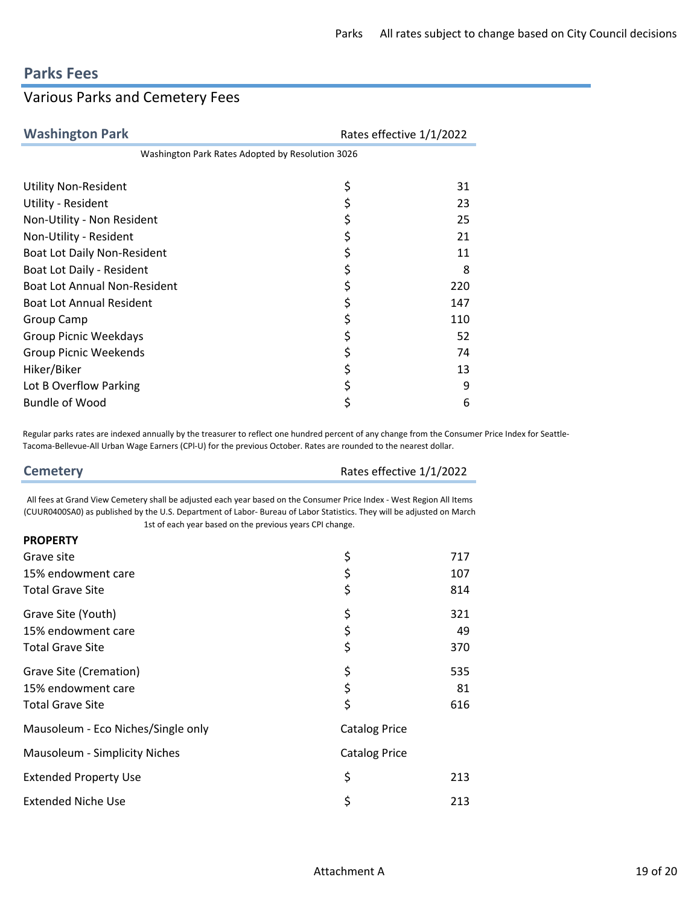# Parks Fees

## Various Parks and Cemetery Fees

### Washington Park

Rates effective 1/1/2022

Washington Park Rates Adopted by Resolution 3026

| Item | Rate |
|---|---|
| Utility Non-Resident | $ 31 |
| Utility - Resident | $ 23 |
| Non-Utility - Non Resident | $ 25 |
| Non-Utility - Resident | $ 21 |
| Boat Lot Daily Non-Resident | $ 11 |
| Boat Lot Daily - Resident | $ 8 |
| Boat Lot Annual Non-Resident | $ 220 |
| Boat Lot Annual Resident | $ 147 |
| Group Camp | $ 110 |
| Group Picnic Weekdays | $ 52 |
| Group Picnic Weekends | $ 74 |
| Hiker/Biker | $ 13 |
| Lot B Overflow Parking | $ 9 |
| Bundle of Wood | $ 6 |

Regular parks rates are indexed annually by the treasurer to reflect one hundred percent of any change from the Consumer Price Index for Seattle-Tacoma-Bellevue-All Urban Wage Earners (CPI-U) for the previous October. Rates are rounded to the nearest dollar.

### Cemetery

Rates effective 1/1/2022

All fees at Grand View Cemetery shall be adjusted each year based on the Consumer Price Index - West Region All Items (CUUR0400SA0) as published by the U.S. Department of Labor- Bureau of Labor Statistics. They will be adjusted on March 1st of each year based on the previous years CPI change.

| **PROPERTY** | |
|---|---|
| Grave site | $ 717 |
| 15% endowment care | $ 107 |
| Total Grave Site | $ 814 |
| Grave Site (Youth) | $ 321 |
| 15% endowment care | $ 49 |
| Total Grave Site | $ 370 |
| Grave Site (Cremation) | $ 535 |
| 15% endowment care | $ 81 |
| Total Grave Site | $ 616 |
| Mausoleum - Eco Niches/Single only | Catalog Price |
| Mausoleum - Simplicity Niches | Catalog Price |
| Extended Property Use | $ 213 |
| Extended Niche Use | $ 213 |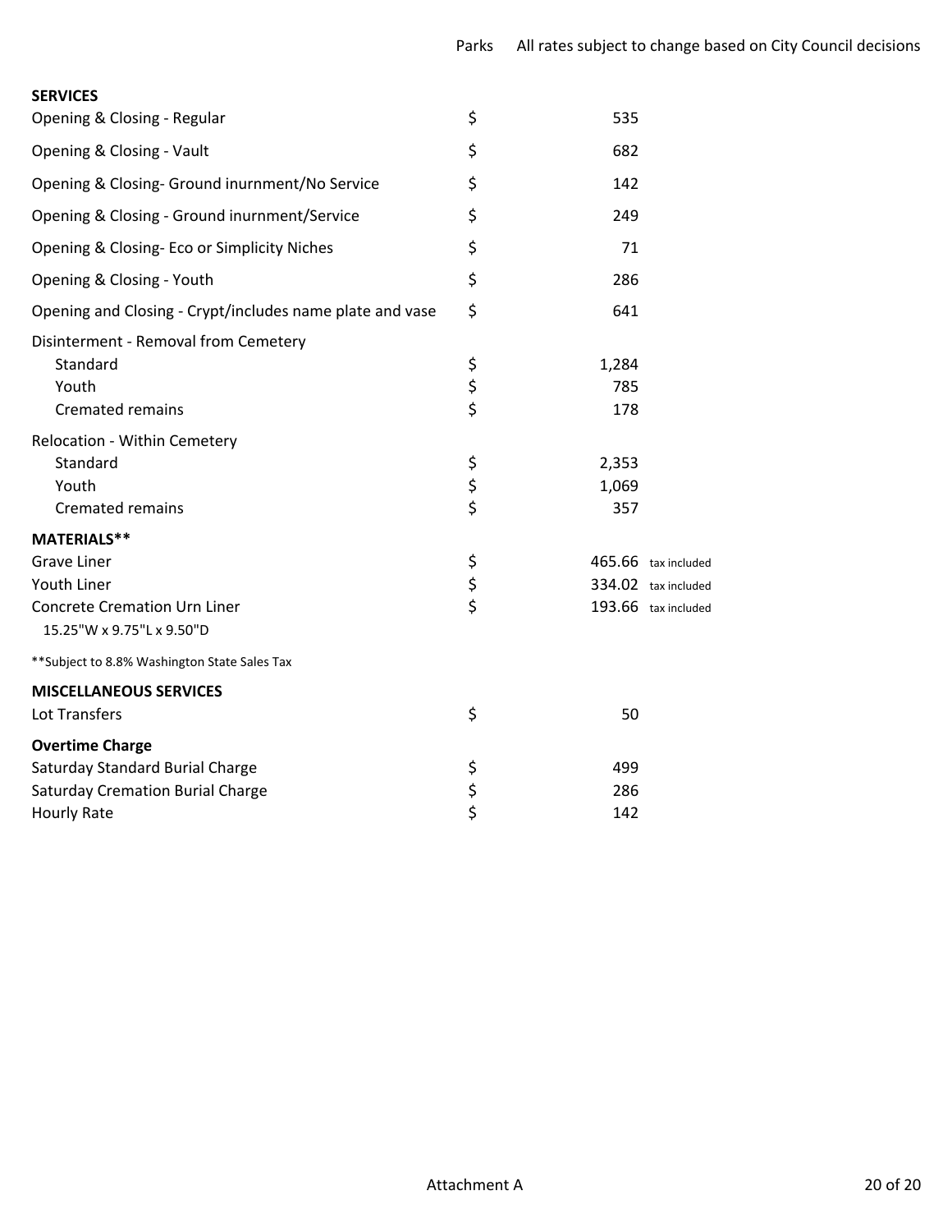| | | | |
|---|---|---|---|
| **SERVICES** | | | |
| Opening & Closing - Regular | $ | 535 | |
| Opening & Closing - Vault | $ | 682 | |
| Opening & Closing- Ground inurnment/No Service | $ | 142 | |
| Opening & Closing - Ground inurnment/Service | $ | 249 | |
| Opening & Closing- Eco or Simplicity Niches | $ | 71 | |
| Opening & Closing - Youth | $ | 286 | |
| Opening and Closing - Crypt/includes name plate and vase | $ | 641 | |
| Disinterment - Removal from Cemetery | | | |
| Standard | $ | 1,284 | |
| Youth | $ | 785 | |
| Cremated remains | $ | 178 | |
| Relocation - Within Cemetery | | | |
| Standard | $ | 2,353 | |
| Youth | $ | 1,069 | |
| Cremated remains | $ | 357 | |
| **MATERIALS**** | | | |
| Grave Liner | $ | 465.66 | tax included |
| Youth Liner | $ | 334.02 | tax included |
| Concrete Cremation Urn Liner 15.25"W x 9.75"L x 9.50"D | $ | 193.66 | tax included |

**Subject to 8.8% Washington State Sales Tax

| | | | |
|---|---|---|---|
| **MISCELLANEOUS SERVICES** | | | |
| Lot Transfers | $ | 50 | |
| **Overtime Charge** | | | |
| Saturday Standard Burial Charge | $ | 499 | |
| Saturday Cremation Burial Charge | $ | 286 | |
| Hourly Rate | $ | 142 | |